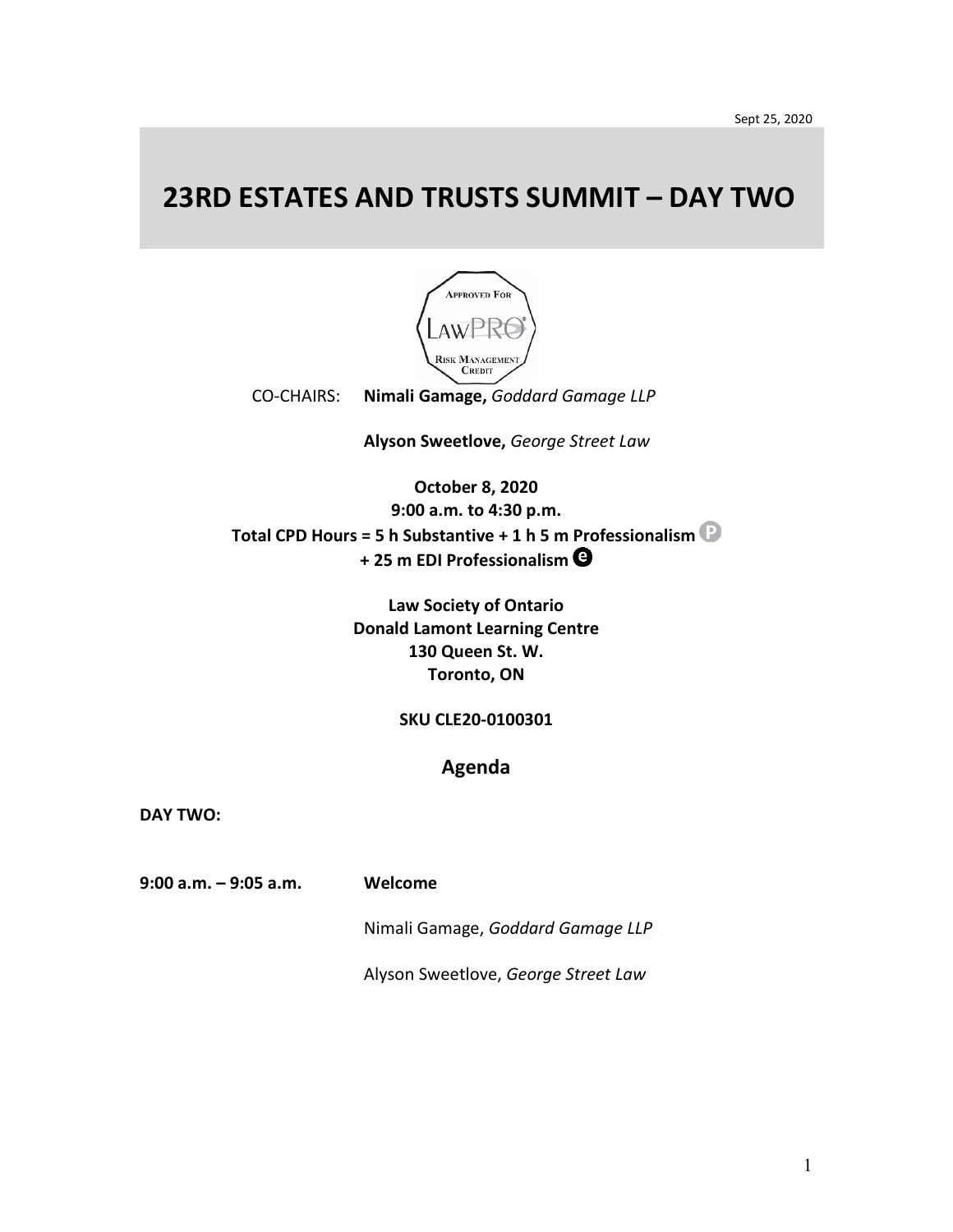Sept 25, 2020

# 23RD ESTATES AND TRUSTS SUMMIT – DAY TWO

APPROVED FOR LAWPRO RISK MANAGEMENT CREDIT

CO-CHAIRS: **Nimali Gamage,** *Goddard Gamage LLP*

**Alyson Sweetlove,** *George Street Law*

**October 8, 2020**
**9:00 a.m. to 4:30 p.m.**
**Total CPD Hours = 5 h Substantive + 1 h 5 m Professionalism** Ⓟ
**+ 25 m EDI Professionalism** ⓔ

**Law Society of Ontario**
**Donald Lamont Learning Centre**
**130 Queen St. W.**
**Toronto, ON**

**SKU CLE20-0100301**

## Agenda

**DAY TWO:**

**9:00 a.m. – 9:05 a.m.** **Welcome**

Nimali Gamage, *Goddard Gamage LLP*

Alyson Sweetlove, *George Street Law*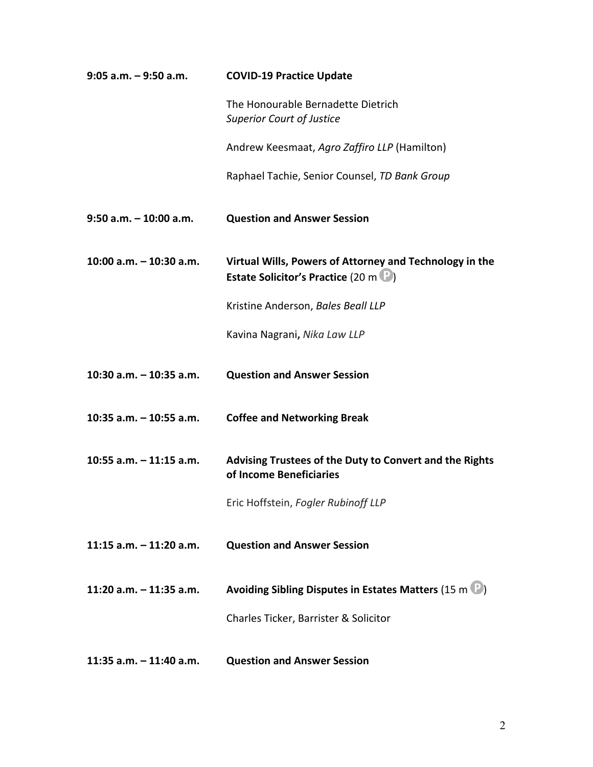**9:05 a.m. – 9:50 a.m.** **COVID-19 Practice Update**

The Honourable Bernadette Dietrich
*Superior Court of Justice*

Andrew Keesmaat, *Agro Zaffiro LLP* (Hamilton)

Raphael Tachie, Senior Counsel, *TD Bank Group*

**9:50 a.m. – 10:00 a.m.** **Question and Answer Session**

**10:00 a.m. – 10:30 a.m.** **Virtual Wills, Powers of Attorney and Technology in the Estate Solicitor's Practice** (20 m P)

Kristine Anderson, *Bales Beall LLP*

Kavina Nagrani**,** *Nika Law LLP*

**10:30 a.m. – 10:35 a.m.** **Question and Answer Session**

**10:35 a.m. – 10:55 a.m.** **Coffee and Networking Break**

**10:55 a.m. – 11:15 a.m.** **Advising Trustees of the Duty to Convert and the Rights of Income Beneficiaries**

Eric Hoffstein, *Fogler Rubinoff LLP*

**11:15 a.m. – 11:20 a.m.** **Question and Answer Session**

**11:20 a.m. – 11:35 a.m.** **Avoiding Sibling Disputes in Estates Matters** (15 m P)

Charles Ticker, Barrister & Solicitor

**11:35 a.m. – 11:40 a.m.** **Question and Answer Session**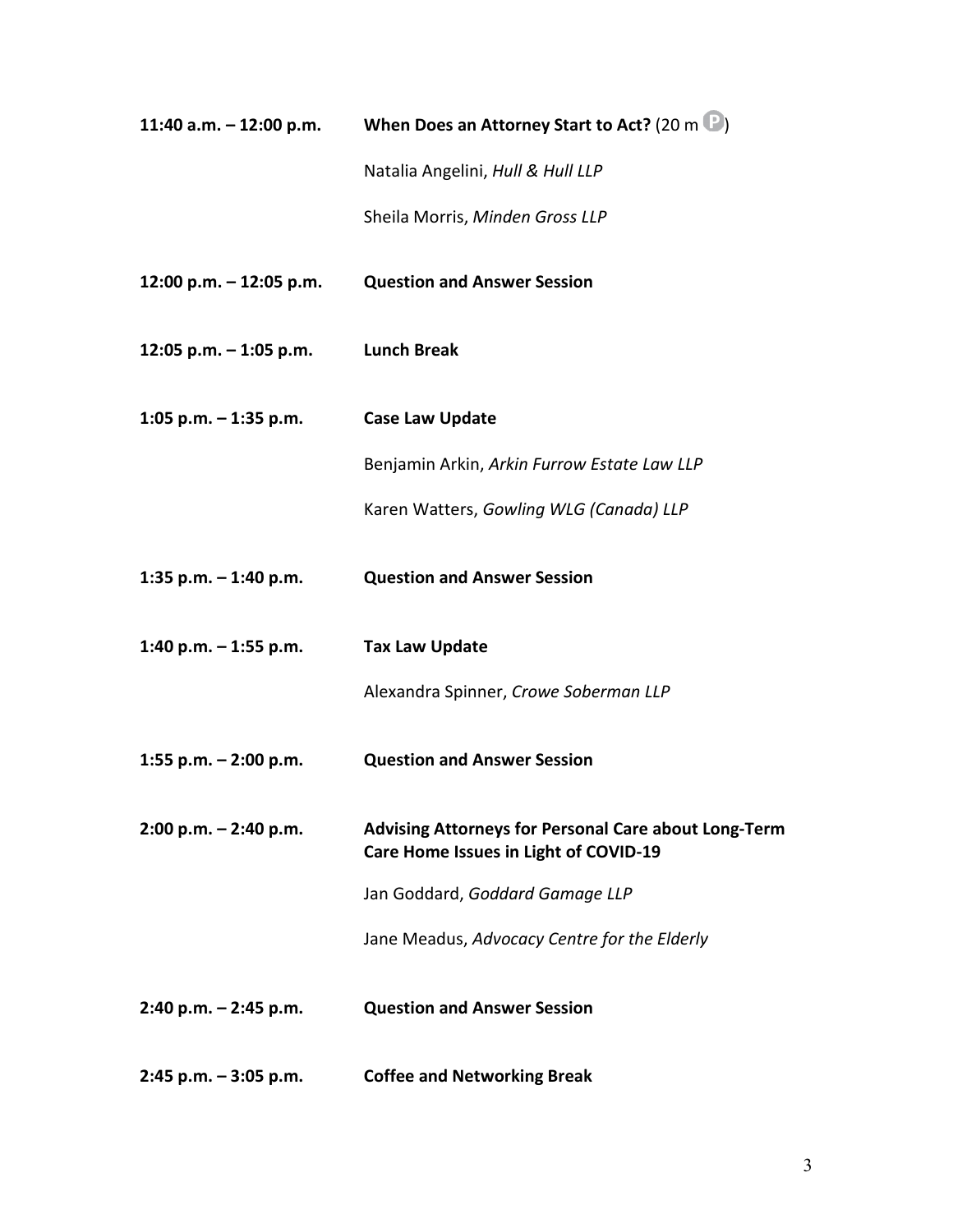**11:40 a.m. – 12:00 p.m.** **When Does an Attorney Start to Act?** (20 m P)

Natalia Angelini, *Hull & Hull LLP*

Sheila Morris, *Minden Gross LLP*

**12:00 p.m. – 12:05 p.m.** **Question and Answer Session**

**12:05 p.m. – 1:05 p.m.** **Lunch Break**

**1:05 p.m. – 1:35 p.m.** **Case Law Update**

Benjamin Arkin, *Arkin Furrow Estate Law LLP*

Karen Watters, *Gowling WLG (Canada) LLP*

**1:35 p.m. – 1:40 p.m.** **Question and Answer Session**

**1:40 p.m. – 1:55 p.m.** **Tax Law Update**

Alexandra Spinner, *Crowe Soberman LLP*

**1:55 p.m. – 2:00 p.m.** **Question and Answer Session**

**2:00 p.m. – 2:40 p.m.** **Advising Attorneys for Personal Care about Long-Term Care Home Issues in Light of COVID-19**

Jan Goddard, *Goddard Gamage LLP*

Jane Meadus, *Advocacy Centre for the Elderly*

**2:40 p.m. – 2:45 p.m.** **Question and Answer Session**

**2:45 p.m. – 3:05 p.m.** **Coffee and Networking Break**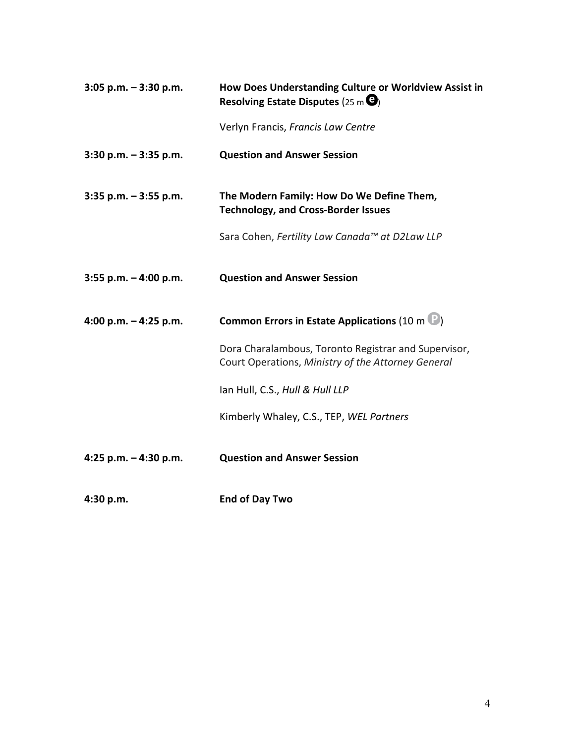| | |
|---|---|
| **3:05 p.m. – 3:30 p.m.** | **How Does Understanding Culture or Worldview Assist in Resolving Estate Disputes** (25 m e)<br><br>Verlyn Francis, *Francis Law Centre* |
| **3:30 p.m. – 3:35 p.m.** | **Question and Answer Session** |
| **3:35 p.m. – 3:55 p.m.** | **The Modern Family: How Do We Define Them, Technology, and Cross-Border Issues**<br><br>Sara Cohen, *Fertility Law Canada™ at D2Law LLP* |
| **3:55 p.m. – 4:00 p.m.** | **Question and Answer Session** |
| **4:00 p.m. – 4:25 p.m.** | **Common Errors in Estate Applications** (10 m P)<br><br>Dora Charalambous, Toronto Registrar and Supervisor, Court Operations, *Ministry of the Attorney General*<br><br>Ian Hull, C.S., *Hull & Hull LLP*<br><br>Kimberly Whaley, C.S., TEP, *WEL Partners* |
| **4:25 p.m. – 4:30 p.m.** | **Question and Answer Session** |
| **4:30 p.m.** | **End of Day Two** |